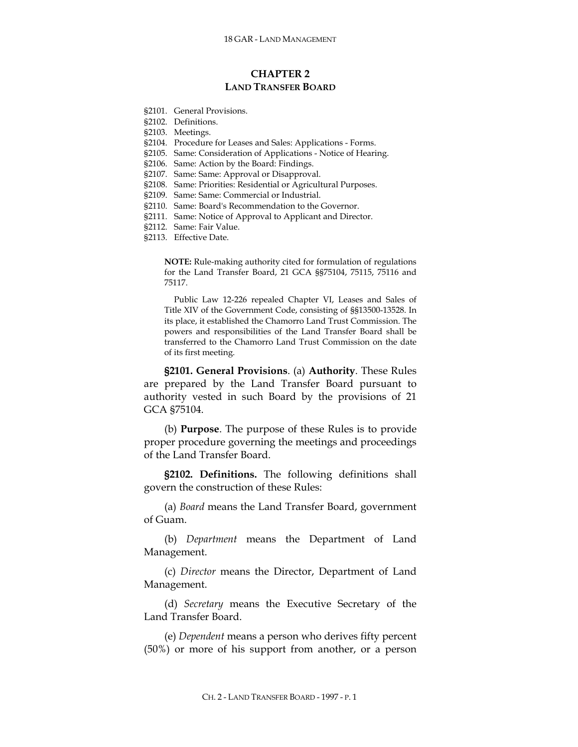# CHAPTER 2
## LAND TRANSFER BOARD

§2101. General Provisions.
§2102. Definitions.
§2103. Meetings.
§2104. Procedure for Leases and Sales: Applications - Forms.
§2105. Same: Consideration of Applications - Notice of Hearing.
§2106. Same: Action by the Board: Findings.
§2107. Same: Same: Approval or Disapproval.
§2108. Same: Priorities: Residential or Agricultural Purposes.
§2109. Same: Same: Commercial or Industrial.
§2110. Same: Board's Recommendation to the Governor.
§2111. Same: Notice of Approval to Applicant and Director.
§2112. Same: Fair Value.
§2113. Effective Date.

> **NOTE:** Rule-making authority cited for formulation of regulations for the Land Transfer Board, 21 GCA §§75104, 75115, 75116 and 75117.
>
> Public Law 12-226 repealed Chapter VI, Leases and Sales of Title XIV of the Government Code, consisting of §§13500-13528. In its place, it established the Chamorro Land Trust Commission. The powers and responsibilities of the Land Transfer Board shall be transferred to the Chamorro Land Trust Commission on the date of its first meeting.

**§2101. General Provisions**. (a) **Authority**. These Rules are prepared by the Land Transfer Board pursuant to authority vested in such Board by the provisions of 21 GCA §75104.

(b) **Purpose**. The purpose of these Rules is to provide proper procedure governing the meetings and proceedings of the Land Transfer Board.

**§2102. Definitions.** The following definitions shall govern the construction of these Rules:

(a) *Board* means the Land Transfer Board, government of Guam.

(b) *Department* means the Department of Land Management.

(c) *Director* means the Director, Department of Land Management.

(d) *Secretary* means the Executive Secretary of the Land Transfer Board.

(e) *Dependent* means a person who derives fifty percent (50%) or more of his support from another, or a person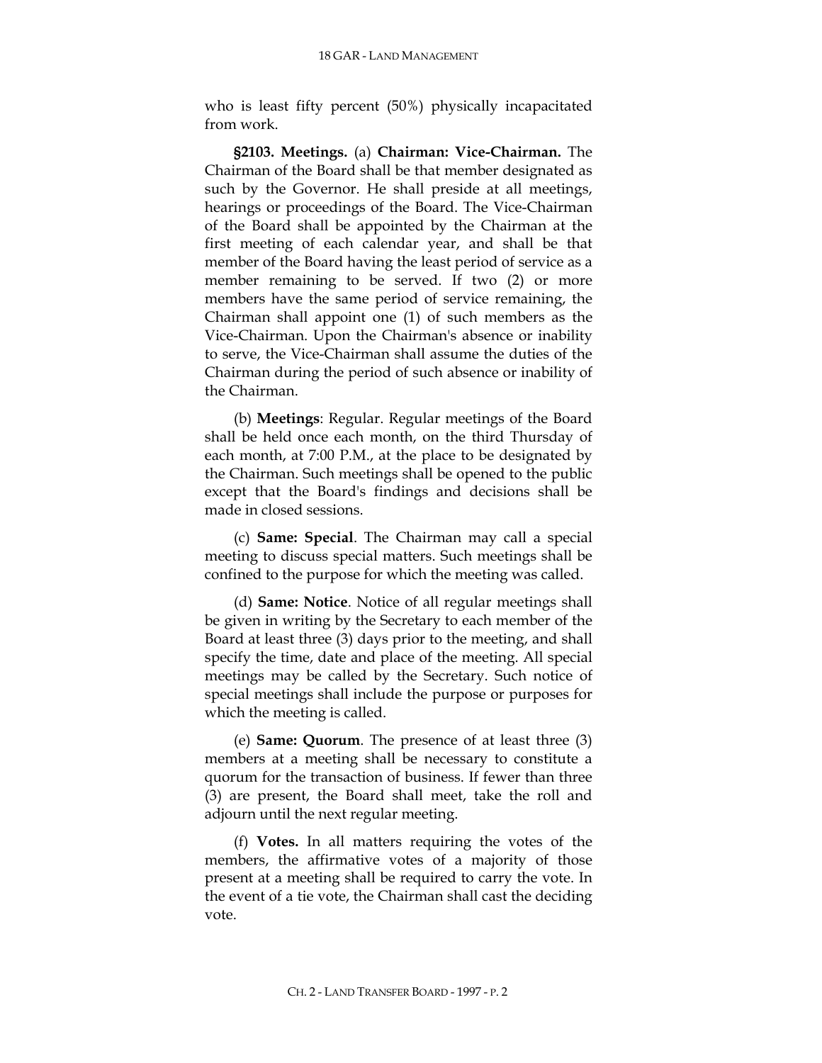who is least fifty percent (50%) physically incapacitated from work.

**§2103. Meetings.** (a) **Chairman: Vice-Chairman.** The Chairman of the Board shall be that member designated as such by the Governor. He shall preside at all meetings, hearings or proceedings of the Board. The Vice-Chairman of the Board shall be appointed by the Chairman at the first meeting of each calendar year, and shall be that member of the Board having the least period of service as a member remaining to be served. If two (2) or more members have the same period of service remaining, the Chairman shall appoint one (1) of such members as the Vice-Chairman. Upon the Chairman's absence or inability to serve, the Vice-Chairman shall assume the duties of the Chairman during the period of such absence or inability of the Chairman.

(b) **Meetings**: Regular. Regular meetings of the Board shall be held once each month, on the third Thursday of each month, at 7:00 P.M., at the place to be designated by the Chairman. Such meetings shall be opened to the public except that the Board's findings and decisions shall be made in closed sessions.

(c) **Same: Special**. The Chairman may call a special meeting to discuss special matters. Such meetings shall be confined to the purpose for which the meeting was called.

(d) **Same: Notice**. Notice of all regular meetings shall be given in writing by the Secretary to each member of the Board at least three (3) days prior to the meeting, and shall specify the time, date and place of the meeting. All special meetings may be called by the Secretary. Such notice of special meetings shall include the purpose or purposes for which the meeting is called.

(e) **Same: Quorum**. The presence of at least three (3) members at a meeting shall be necessary to constitute a quorum for the transaction of business. If fewer than three (3) are present, the Board shall meet, take the roll and adjourn until the next regular meeting.

(f) **Votes.** In all matters requiring the votes of the members, the affirmative votes of a majority of those present at a meeting shall be required to carry the vote. In the event of a tie vote, the Chairman shall cast the deciding vote.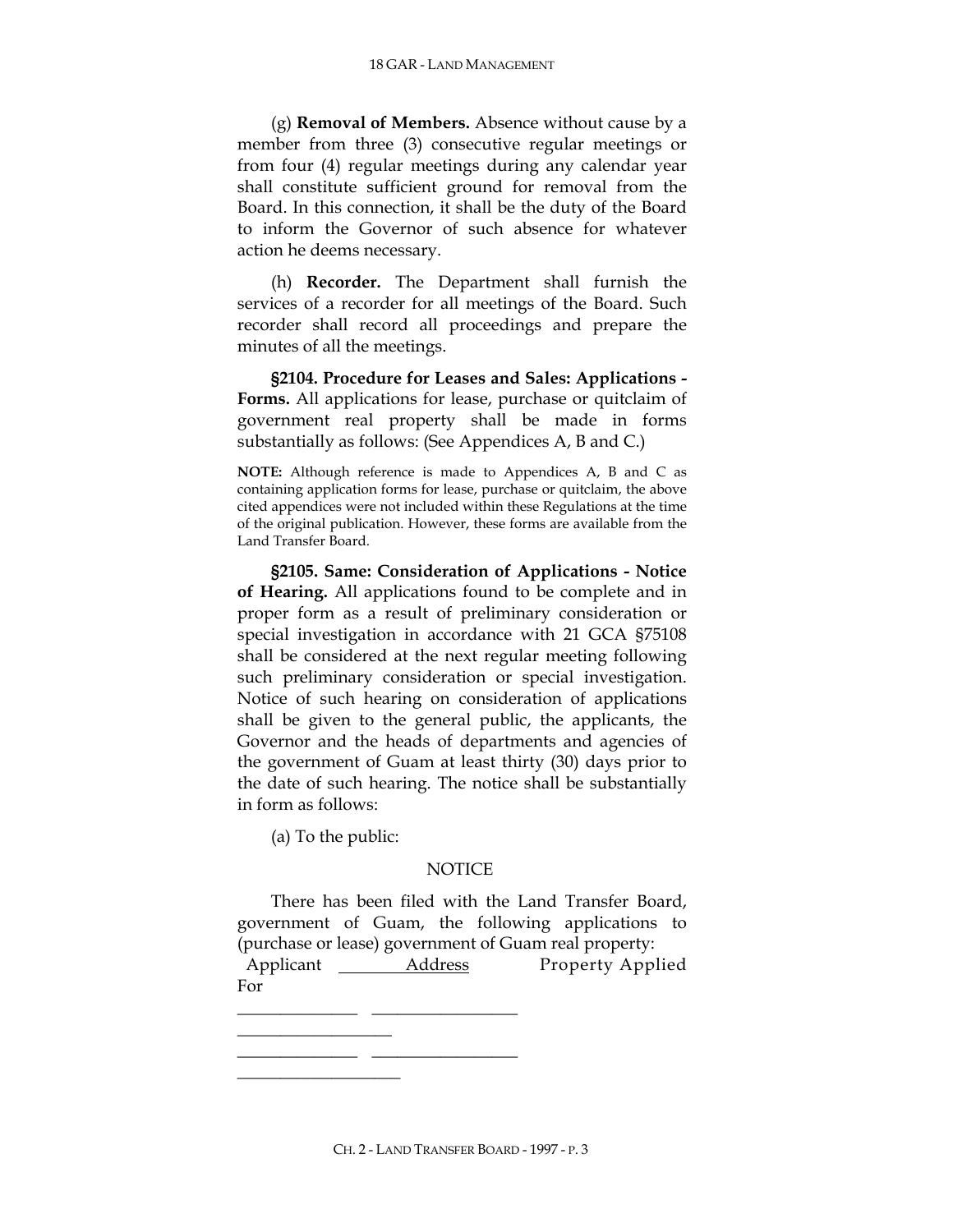(g) **Removal of Members.** Absence without cause by a member from three (3) consecutive regular meetings or from four (4) regular meetings during any calendar year shall constitute sufficient ground for removal from the Board. In this connection, it shall be the duty of the Board to inform the Governor of such absence for whatever action he deems necessary.

(h) **Recorder.** The Department shall furnish the services of a recorder for all meetings of the Board. Such recorder shall record all proceedings and prepare the minutes of all the meetings.

**§2104. Procedure for Leases and Sales: Applications - Forms.** All applications for lease, purchase or quitclaim of government real property shall be made in forms substantially as follows: (See Appendices A, B and C.)

**NOTE:** Although reference is made to Appendices A, B and C as containing application forms for lease, purchase or quitclaim, the above cited appendices were not included within these Regulations at the time of the original publication. However, these forms are available from the Land Transfer Board.

**§2105. Same: Consideration of Applications - Notice of Hearing.** All applications found to be complete and in proper form as a result of preliminary consideration or special investigation in accordance with 21 GCA §75108 shall be considered at the next regular meeting following such preliminary consideration or special investigation. Notice of such hearing on consideration of applications shall be given to the general public, the applicants, the Governor and the heads of departments and agencies of the government of Guam at least thirty (30) days prior to the date of such hearing. The notice shall be substantially in form as follows:

(a) To the public:

NOTICE

There has been filed with the Land Transfer Board, government of Guam, the following applications to (purchase or lease) government of Guam real property:

| Applicant | Address | Property Applied For |
|---|---|---|
| ______________ | _________________ | __________________ |
| ______________ | _________________ | ___________________ |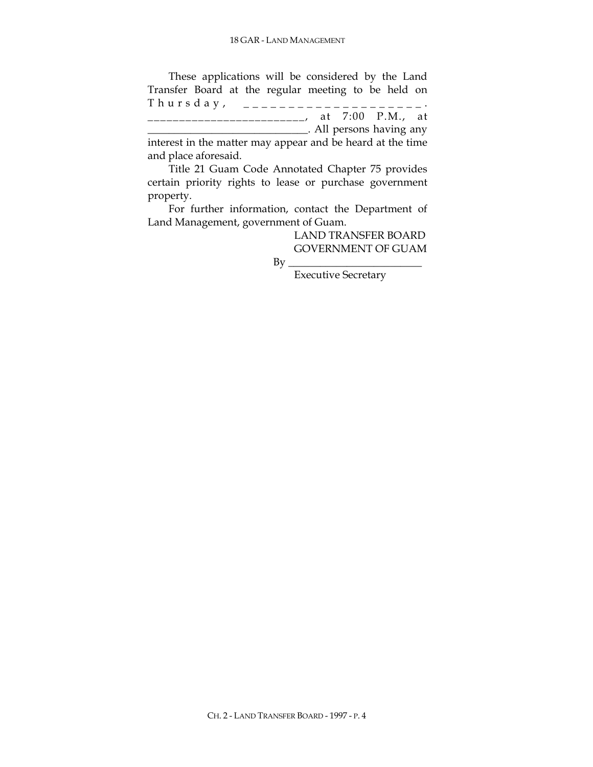These applications will be considered by the Land Transfer Board at the regular meeting to be held on Thursday, ____________________. _________________________, at 7:00 P.M., at ____________________________. All persons having any interest in the matter may appear and be heard at the time and place aforesaid.

Title 21 Guam Code Annotated Chapter 75 provides certain priority rights to lease or purchase government property.

For further information, contact the Department of Land Management, government of Guam.

LAND TRANSFER BOARD
GOVERNMENT OF GUAM

By _________________________
Executive Secretary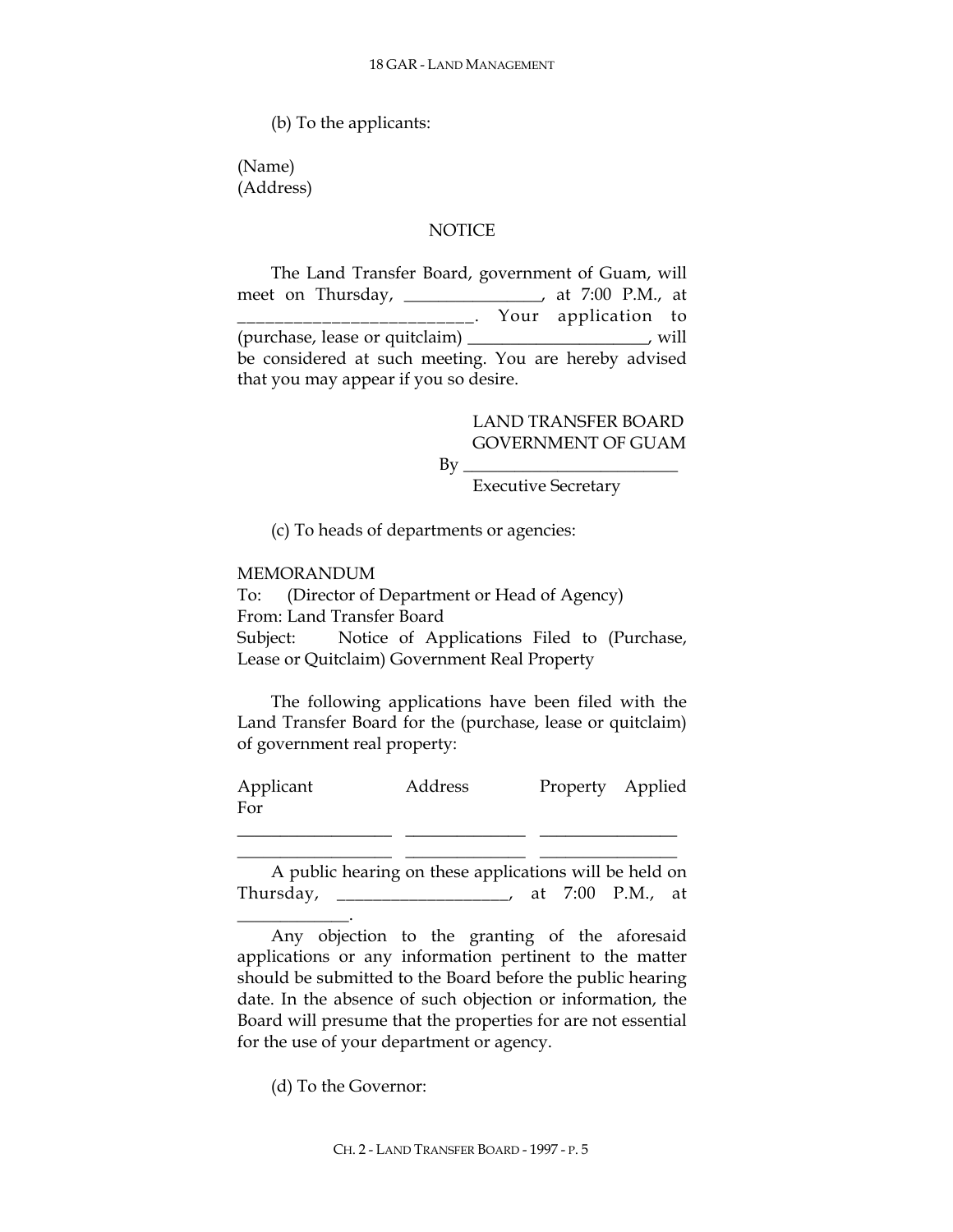(b) To the applicants:

(Name)
(Address)

NOTICE

The Land Transfer Board, government of Guam, will meet on Thursday, ________________, at 7:00 P.M., at __________________________. Your application to (purchase, lease or quitclaim) _____________________, will be considered at such meeting. You are hereby advised that you may appear if you so desire.

LAND TRANSFER BOARD
GOVERNMENT OF GUAM
By _________________________
Executive Secretary

(c) To heads of departments or agencies:

MEMORANDUM
To: (Director of Department or Head of Agency)
From: Land Transfer Board
Subject: Notice of Applications Filed to (Purchase, Lease or Quitclaim) Government Real Property

The following applications have been filed with the Land Transfer Board for the (purchase, lease or quitclaim) of government real property:

| Applicant | Address | Property Applied For |
|---|---|---|
| __________________ | ______________ | ________________ |
| __________________ | ______________ | ________________ |

A public hearing on these applications will be held on Thursday, ___________________, at 7:00 P.M., at _____________.

Any objection to the granting of the aforesaid applications or any information pertinent to the matter should be submitted to the Board before the public hearing date. In the absence of such objection or information, the Board will presume that the properties for are not essential for the use of your department or agency.

(d) To the Governor: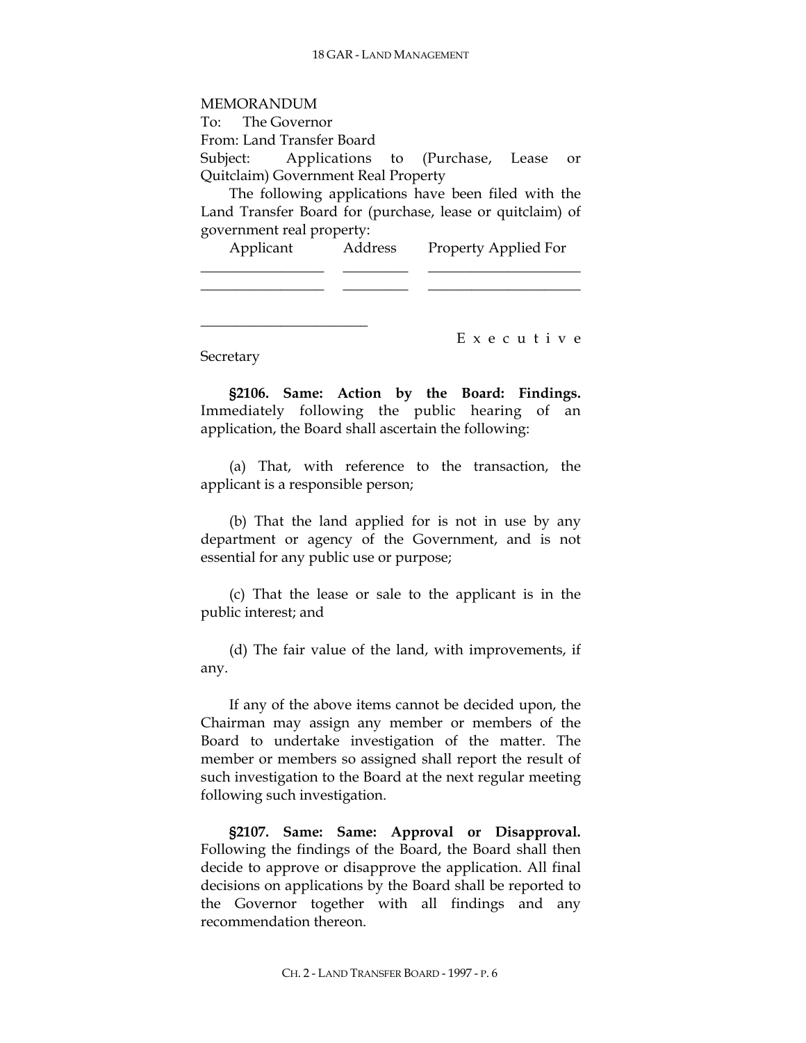MEMORANDUM

To: The Governor

From: Land Transfer Board

Subject: Applications to (Purchase, Lease or Quitclaim) Government Real Property

The following applications have been filed with the Land Transfer Board for (purchase, lease or quitclaim) of government real property:

| Applicant | Address | Property Applied For |
|---|---|---|
| ________________ | _________ | ____________________ |
| ________________ | _________ | ____________________ |

______________________

Executive Secretary

**§2106. Same: Action by the Board: Findings.** Immediately following the public hearing of an application, the Board shall ascertain the following:

(a) That, with reference to the transaction, the applicant is a responsible person;

(b) That the land applied for is not in use by any department or agency of the Government, and is not essential for any public use or purpose;

(c) That the lease or sale to the applicant is in the public interest; and

(d) The fair value of the land, with improvements, if any.

If any of the above items cannot be decided upon, the Chairman may assign any member or members of the Board to undertake investigation of the matter. The member or members so assigned shall report the result of such investigation to the Board at the next regular meeting following such investigation.

**§2107. Same: Same: Approval or Disapproval.** Following the findings of the Board, the Board shall then decide to approve or disapprove the application. All final decisions on applications by the Board shall be reported to the Governor together with all findings and any recommendation thereon.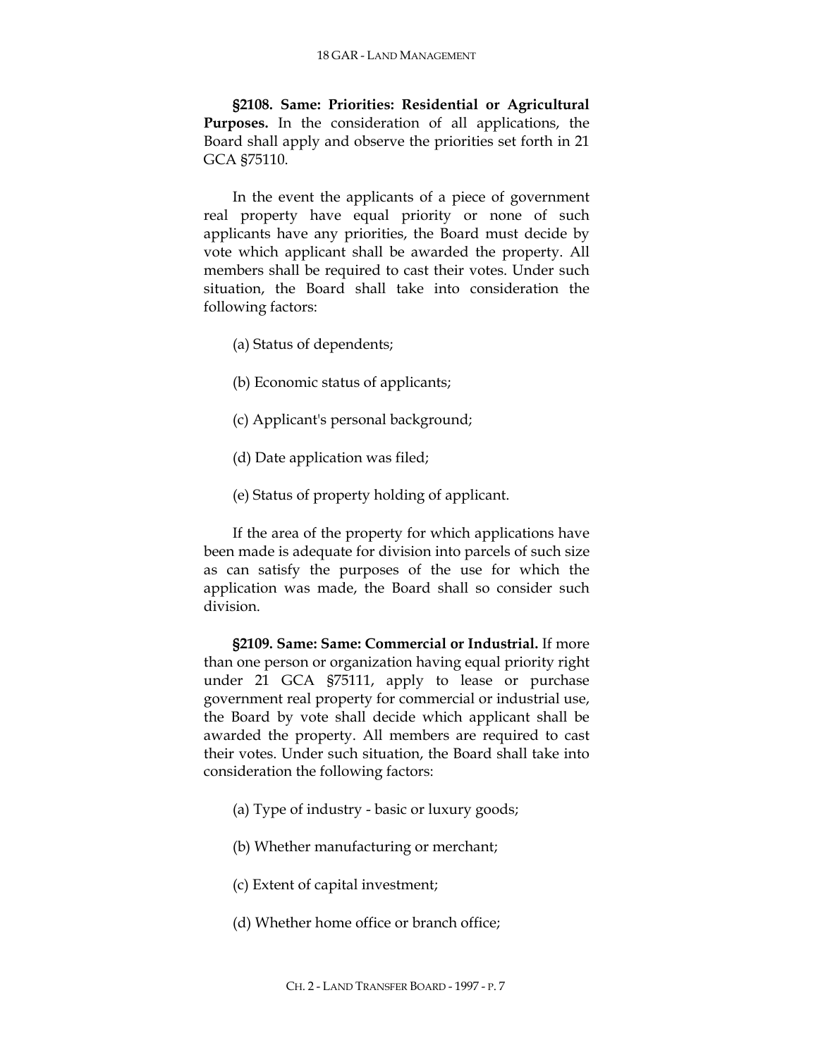**§2108. Same: Priorities: Residential or Agricultural Purposes.** In the consideration of all applications, the Board shall apply and observe the priorities set forth in 21 GCA §75110.

In the event the applicants of a piece of government real property have equal priority or none of such applicants have any priorities, the Board must decide by vote which applicant shall be awarded the property. All members shall be required to cast their votes. Under such situation, the Board shall take into consideration the following factors:

(a) Status of dependents;

(b) Economic status of applicants;

(c) Applicant's personal background;

(d) Date application was filed;

(e) Status of property holding of applicant.

If the area of the property for which applications have been made is adequate for division into parcels of such size as can satisfy the purposes of the use for which the application was made, the Board shall so consider such division.

**§2109. Same: Same: Commercial or Industrial.** If more than one person or organization having equal priority right under 21 GCA §75111, apply to lease or purchase government real property for commercial or industrial use, the Board by vote shall decide which applicant shall be awarded the property. All members are required to cast their votes. Under such situation, the Board shall take into consideration the following factors:

(a) Type of industry - basic or luxury goods;

(b) Whether manufacturing or merchant;

(c) Extent of capital investment;

(d) Whether home office or branch office;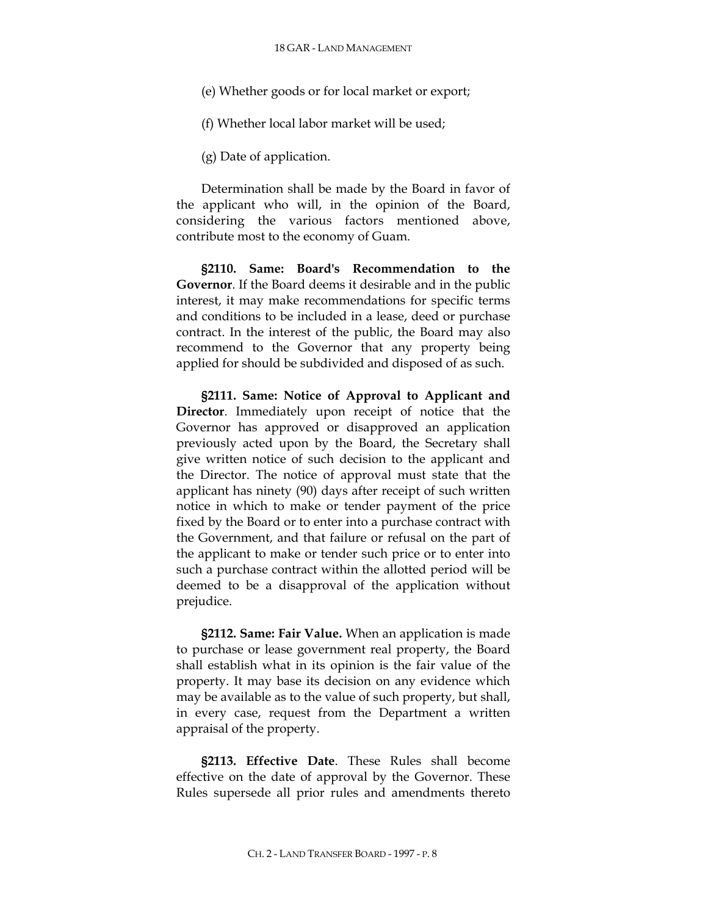(e) Whether goods or for local market or export;

(f) Whether local labor market will be used;

(g) Date of application.

Determination shall be made by the Board in favor of the applicant who will, in the opinion of the Board, considering the various factors mentioned above, contribute most to the economy of Guam.

**§2110. Same: Board's Recommendation to the Governor**. If the Board deems it desirable and in the public interest, it may make recommendations for specific terms and conditions to be included in a lease, deed or purchase contract. In the interest of the public, the Board may also recommend to the Governor that any property being applied for should be subdivided and disposed of as such.

**§2111. Same: Notice of Approval to Applicant and Director**. Immediately upon receipt of notice that the Governor has approved or disapproved an application previously acted upon by the Board, the Secretary shall give written notice of such decision to the applicant and the Director. The notice of approval must state that the applicant has ninety (90) days after receipt of such written notice in which to make or tender payment of the price fixed by the Board or to enter into a purchase contract with the Government, and that failure or refusal on the part of the applicant to make or tender such price or to enter into such a purchase contract within the allotted period will be deemed to be a disapproval of the application without prejudice.

**§2112. Same: Fair Value.** When an application is made to purchase or lease government real property, the Board shall establish what in its opinion is the fair value of the property. It may base its decision on any evidence which may be available as to the value of such property, but shall, in every case, request from the Department a written appraisal of the property.

**§2113. Effective Date**. These Rules shall become effective on the date of approval by the Governor. These Rules supersede all prior rules and amendments thereto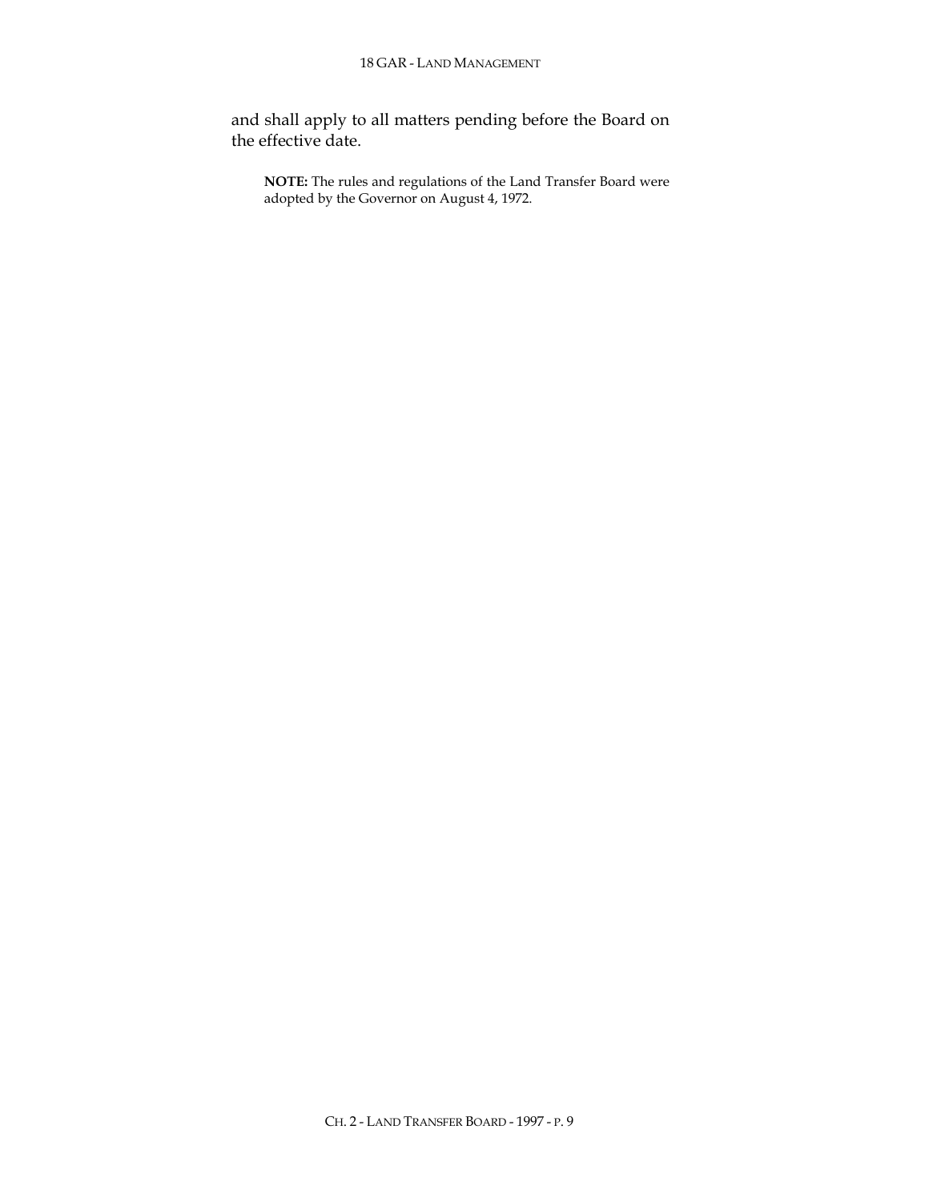and shall apply to all matters pending before the Board on the effective date.

**NOTE:** The rules and regulations of the Land Transfer Board were adopted by the Governor on August 4, 1972.